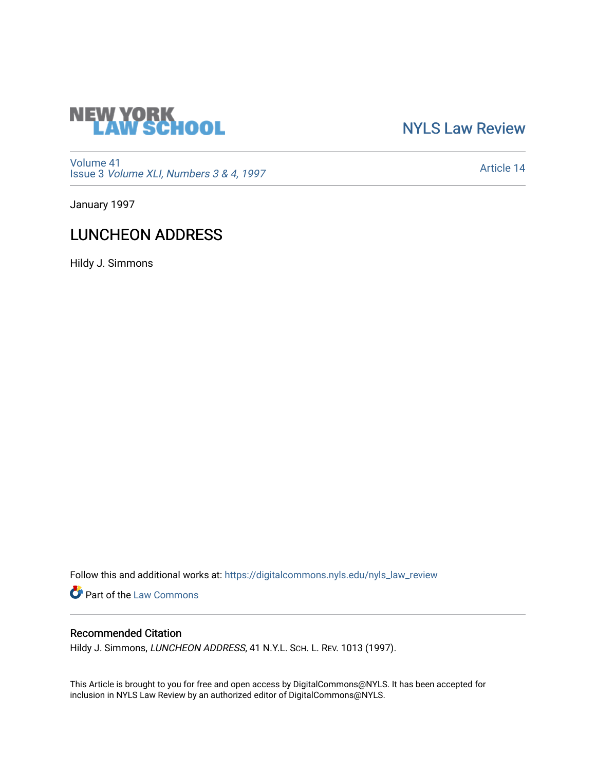NEW YORK LAW SCHOOL

NYLS Law Review

Volume 41
Issue 3 *Volume XLI, Numbers 3 & 4, 1997*

Article 14

January 1997

# LUNCHEON ADDRESS

Hildy J. Simmons

Follow this and additional works at: https://digitalcommons.nyls.edu/nyls_law_review

Part of the Law Commons

## Recommended Citation

Hildy J. Simmons, *LUNCHEON ADDRESS*, 41 N.Y.L. Sch. L. Rev. 1013 (1997).

This Article is brought to you for free and open access by DigitalCommons@NYLS. It has been accepted for inclusion in NYLS Law Review by an authorized editor of DigitalCommons@NYLS.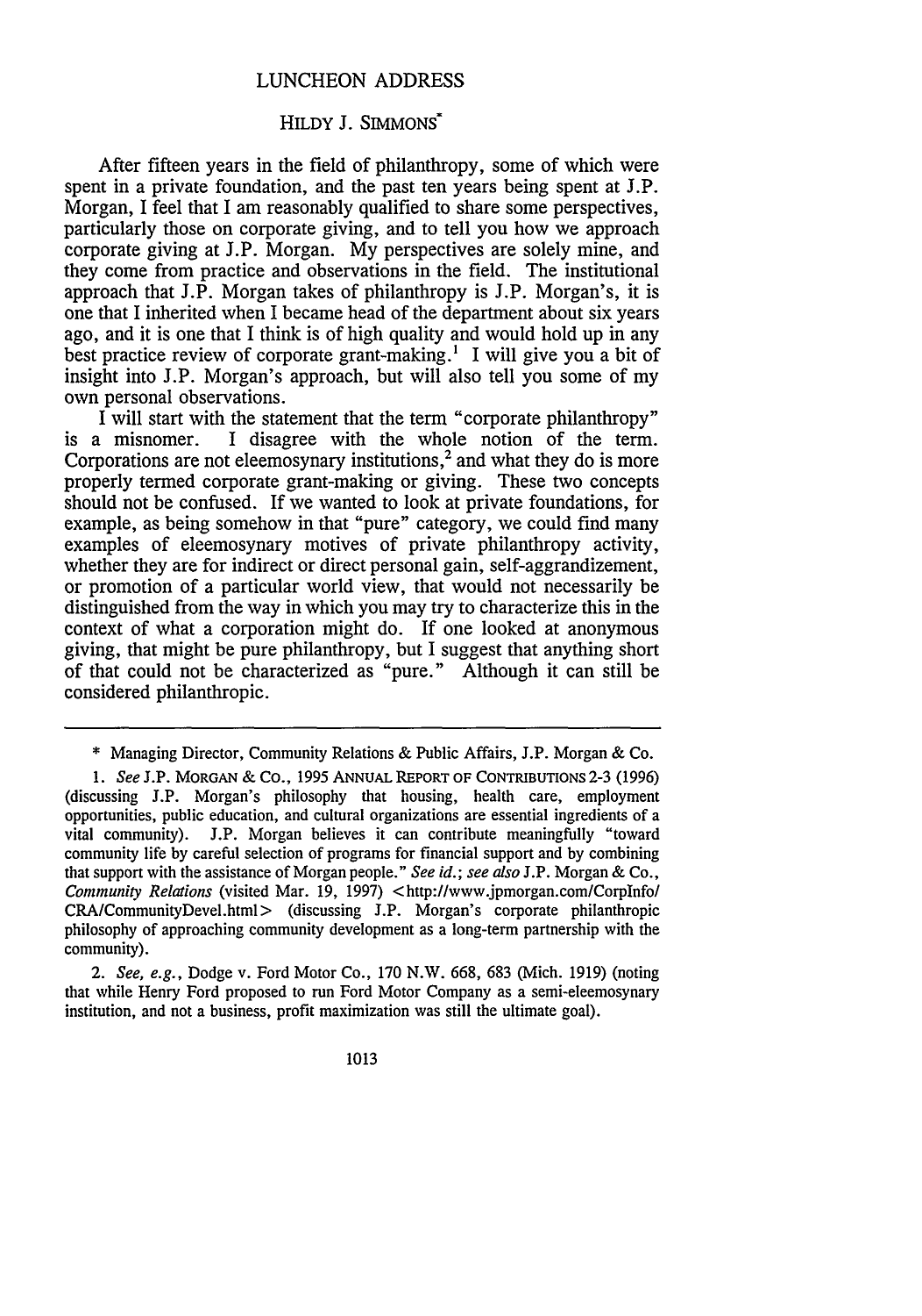# LUNCHEON ADDRESS

## HILDY J. SIMMONS*

After fifteen years in the field of philanthropy, some of which were spent in a private foundation, and the past ten years being spent at J.P. Morgan, I feel that I am reasonably qualified to share some perspectives, particularly those on corporate giving, and to tell you how we approach corporate giving at J.P. Morgan. My perspectives are solely mine, and they come from practice and observations in the field. The institutional approach that J.P. Morgan takes of philanthropy is J.P. Morgan's, it is one that I inherited when I became head of the department about six years ago, and it is one that I think is of high quality and would hold up in any best practice review of corporate grant-making.[1] I will give you a bit of insight into J.P. Morgan's approach, but will also tell you some of my own personal observations.

I will start with the statement that the term "corporate philanthropy" is a misnomer. I disagree with the whole notion of the term. Corporations are not eleemosynary institutions,[2] and what they do is more properly termed corporate grant-making or giving. These two concepts should not be confused. If we wanted to look at private foundations, for example, as being somehow in that "pure" category, we could find many examples of eleemosynary motives of private philanthropy activity, whether they are for indirect or direct personal gain, self-aggrandizement, or promotion of a particular world view, that would not necessarily be distinguished from the way in which you may try to characterize this in the context of what a corporation might do. If one looked at anonymous giving, that might be pure philanthropy, but I suggest that anything short of that could not be characterized as "pure." Although it can still be considered philanthropic.

---

\* Managing Director, Community Relations & Public Affairs, J.P. Morgan & Co.

1. *See* J.P. MORGAN & CO., 1995 ANNUAL REPORT OF CONTRIBUTIONS 2-3 (1996) (discussing J.P. Morgan's philosophy that housing, health care, employment opportunities, public education, and cultural organizations are essential ingredients of a vital community). J.P. Morgan believes it can contribute meaningfully "toward community life by careful selection of programs for financial support and by combining that support with the assistance of Morgan people." *See id.*; *see also* J.P. Morgan & Co., *Community Relations* (visited Mar. 19, 1997) <http://www.jpmorgan.com/CorpInfo/CRA/CommunityDevel.html> (discussing J.P. Morgan's corporate philanthropic philosophy of approaching community development as a long-term partnership with the community).

2. *See, e.g.*, Dodge v. Ford Motor Co., 170 N.W. 668, 683 (Mich. 1919) (noting that while Henry Ford proposed to run Ford Motor Company as a semi-eleemosynary institution, and not a business, profit maximization was still the ultimate goal).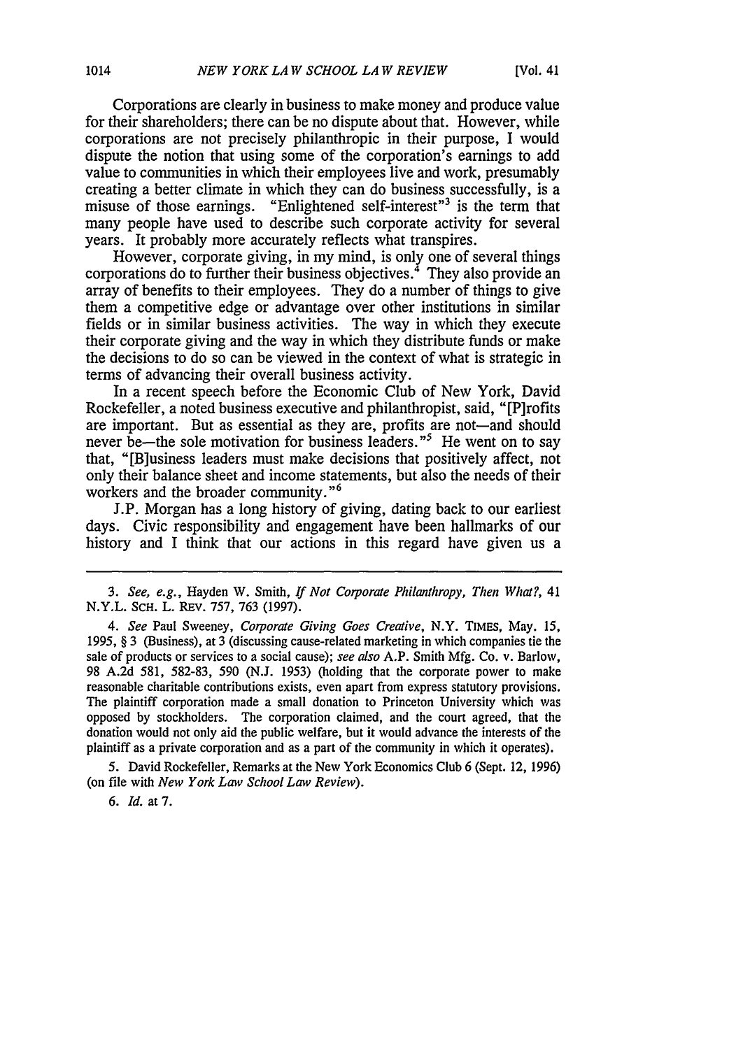Corporations are clearly in business to make money and produce value for their shareholders; there can be no dispute about that. However, while corporations are not precisely philanthropic in their purpose, I would dispute the notion that using some of the corporation's earnings to add value to communities in which their employees live and work, presumably creating a better climate in which they can do business successfully, is a misuse of those earnings. "Enlightened self-interest"[3] is the term that many people have used to describe such corporate activity for several years. It probably more accurately reflects what transpires.

However, corporate giving, in my mind, is only one of several things corporations do to further their business objectives.[4] They also provide an array of benefits to their employees. They do a number of things to give them a competitive edge or advantage over other institutions in similar fields or in similar business activities. The way in which they execute their corporate giving and the way in which they distribute funds or make the decisions to do so can be viewed in the context of what is strategic in terms of advancing their overall business activity.

In a recent speech before the Economic Club of New York, David Rockefeller, a noted business executive and philanthropist, said, "[P]rofits are important. But as essential as they are, profits are not—and should never be—the sole motivation for business leaders."[5] He went on to say that, "[B]usiness leaders must make decisions that positively affect, not only their balance sheet and income statements, but also the needs of their workers and the broader community."[6]

J.P. Morgan has a long history of giving, dating back to our earliest days. Civic responsibility and engagement have been hallmarks of our history and I think that our actions in this regard have given us a

---

3. *See, e.g.*, Hayden W. Smith, *If Not Corporate Philanthropy, Then What?*, 41 N.Y.L. SCH. L. REV. 757, 763 (1997).

4. *See* Paul Sweeney, *Corporate Giving Goes Creative*, N.Y. TIMES, May. 15, 1995, § 3 (Business), at 3 (discussing cause-related marketing in which companies tie the sale of products or services to a social cause); *see also* A.P. Smith Mfg. Co. v. Barlow, 98 A.2d 581, 582-83, 590 (N.J. 1953) (holding that the corporate power to make reasonable charitable contributions exists, even apart from express statutory provisions. The plaintiff corporation made a small donation to Princeton University which was opposed by stockholders. The corporation claimed, and the court agreed, that the donation would not only aid the public welfare, but it would advance the interests of the plaintiff as a private corporation and as a part of the community in which it operates).

5. David Rockefeller, Remarks at the New York Economics Club 6 (Sept. 12, 1996) (on file with *New York Law School Law Review*).

6. *Id.* at 7.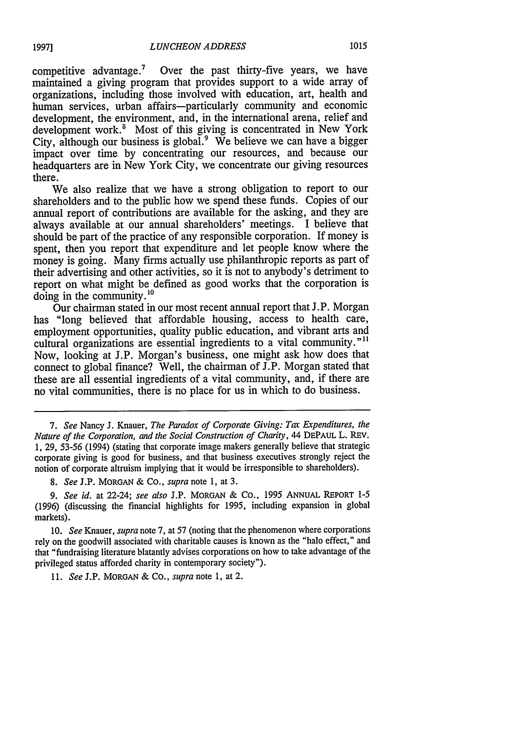competitive advantage.[7] Over the past thirty-five years, we have maintained a giving program that provides support to a wide array of organizations, including those involved with education, art, health and human services, urban affairs—particularly community and economic development, the environment, and, in the international arena, relief and development work.[8] Most of this giving is concentrated in New York City, although our business is global.[9] We believe we can have a bigger impact over time by concentrating our resources, and because our headquarters are in New York City, we concentrate our giving resources there.

We also realize that we have a strong obligation to report to our shareholders and to the public how we spend these funds. Copies of our annual report of contributions are available for the asking, and they are always available at our annual shareholders' meetings. I believe that should be part of the practice of any responsible corporation. If money is spent, then you report that expenditure and let people know where the money is going. Many firms actually use philanthropic reports as part of their advertising and other activities, so it is not to anybody's detriment to report on what might be defined as good works that the corporation is doing in the community.[10]

Our chairman stated in our most recent annual report that J.P. Morgan has "long believed that affordable housing, access to health care, employment opportunities, quality public education, and vibrant arts and cultural organizations are essential ingredients to a vital community."[11] Now, looking at J.P. Morgan's business, one might ask how does that connect to global finance? Well, the chairman of J.P. Morgan stated that these are all essential ingredients of a vital community, and, if there are no vital communities, there is no place for us in which to do business.

---

7. *See* Nancy J. Knauer, *The Paradox of Corporate Giving: Tax Expenditures, the Nature of the Corporation, and the Social Construction of Charity*, 44 DEPAUL L. REV. 1, 29, 53-56 (1994) (stating that corporate image makers generally believe that strategic corporate giving is good for business, and that business executives strongly reject the notion of corporate altruism implying that it would be irresponsible to shareholders).

8. *See* J.P. MORGAN & CO., *supra* note 1, at 3.

9. *See id.* at 22-24; *see also* J.P. MORGAN & CO., 1995 ANNUAL REPORT 1-5 (1996) (discussing the financial highlights for 1995, including expansion in global markets).

10. *See* Knauer, *supra* note 7, at 57 (noting that the phenomenon where corporations rely on the goodwill associated with charitable causes is known as the "halo effect," and that "fundraising literature blatantly advises corporations on how to take advantage of the privileged status afforded charity in contemporary society").

11. *See* J.P. MORGAN & CO., *supra* note 1, at 2.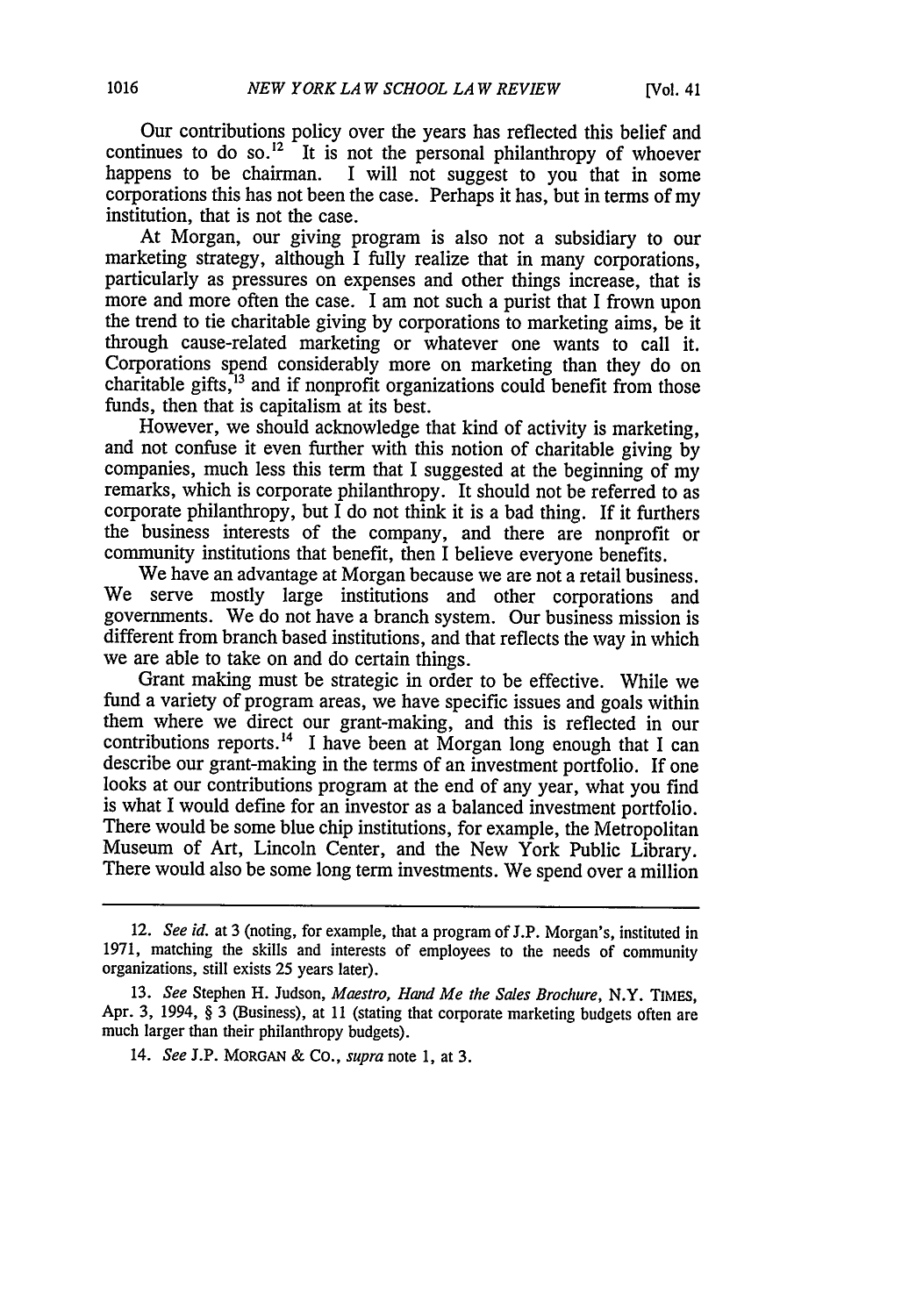Our contributions policy over the years has reflected this belief and continues to do so.[12] It is not the personal philanthropy of whoever happens to be chairman. I will not suggest to you that in some corporations this has not been the case. Perhaps it has, but in terms of my institution, that is not the case.

At Morgan, our giving program is also not a subsidiary to our marketing strategy, although I fully realize that in many corporations, particularly as pressures on expenses and other things increase, that is more and more often the case. I am not such a purist that I frown upon the trend to tie charitable giving by corporations to marketing aims, be it through cause-related marketing or whatever one wants to call it. Corporations spend considerably more on marketing than they do on charitable gifts,[13] and if nonprofit organizations could benefit from those funds, then that is capitalism at its best.

However, we should acknowledge that kind of activity is marketing, and not confuse it even further with this notion of charitable giving by companies, much less this term that I suggested at the beginning of my remarks, which is corporate philanthropy. It should not be referred to as corporate philanthropy, but I do not think it is a bad thing. If it furthers the business interests of the company, and there are nonprofit or community institutions that benefit, then I believe everyone benefits.

We have an advantage at Morgan because we are not a retail business. We serve mostly large institutions and other corporations and governments. We do not have a branch system. Our business mission is different from branch based institutions, and that reflects the way in which we are able to take on and do certain things.

Grant making must be strategic in order to be effective. While we fund a variety of program areas, we have specific issues and goals within them where we direct our grant-making, and this is reflected in our contributions reports.[14] I have been at Morgan long enough that I can describe our grant-making in the terms of an investment portfolio. If one looks at our contributions program at the end of any year, what you find is what I would define for an investor as a balanced investment portfolio. There would be some blue chip institutions, for example, the Metropolitan Museum of Art, Lincoln Center, and the New York Public Library. There would also be some long term investments. We spend over a million

---

12. *See id.* at 3 (noting, for example, that a program of J.P. Morgan's, instituted in 1971, matching the skills and interests of employees to the needs of community organizations, still exists 25 years later).

13. *See* Stephen H. Judson, *Maestro, Hand Me the Sales Brochure*, N.Y. TIMES, Apr. 3, 1994, § 3 (Business), at 11 (stating that corporate marketing budgets often are much larger than their philanthropy budgets).

14. *See* J.P. MORGAN & CO., *supra* note 1, at 3.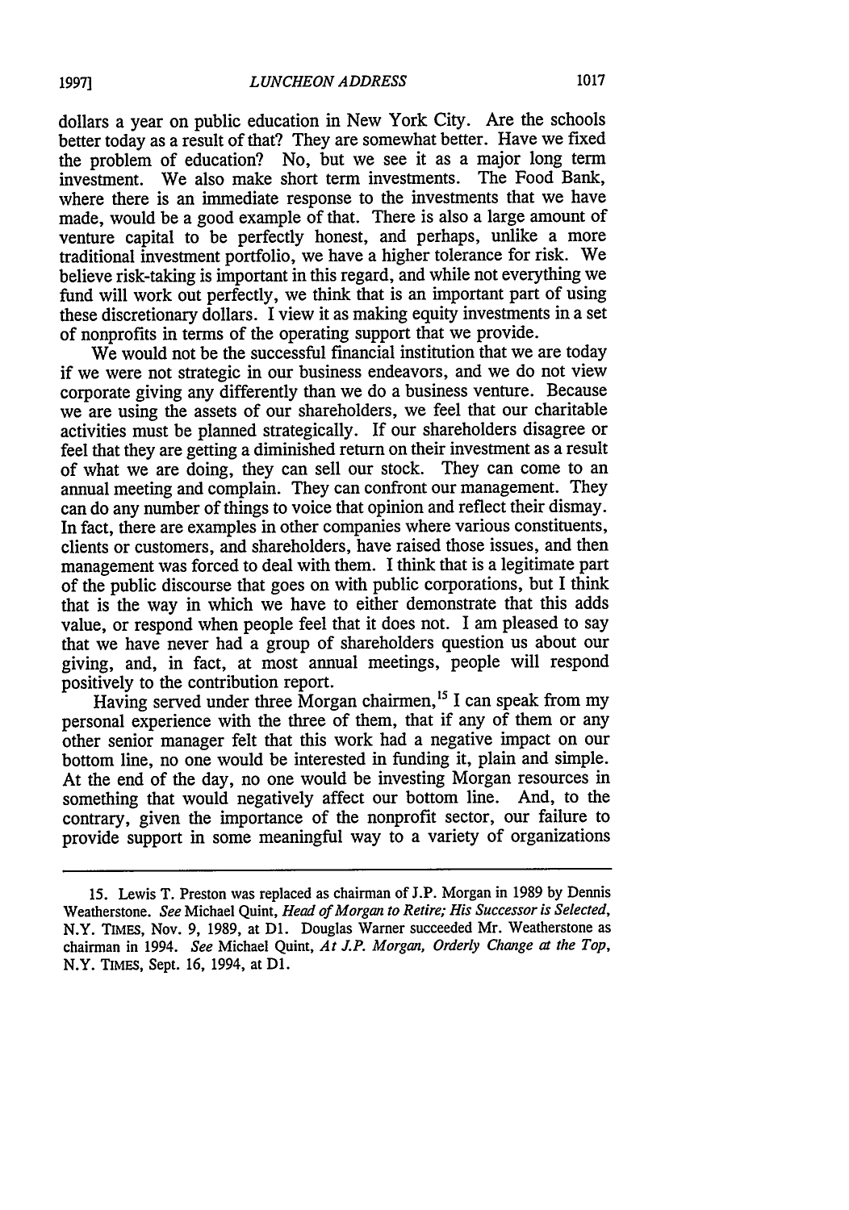dollars a year on public education in New York City. Are the schools better today as a result of that? They are somewhat better. Have we fixed the problem of education? No, but we see it as a major long term investment. We also make short term investments. The Food Bank, where there is an immediate response to the investments that we have made, would be a good example of that. There is also a large amount of venture capital to be perfectly honest, and perhaps, unlike a more traditional investment portfolio, we have a higher tolerance for risk. We believe risk-taking is important in this regard, and while not everything we fund will work out perfectly, we think that is an important part of using these discretionary dollars. I view it as making equity investments in a set of nonprofits in terms of the operating support that we provide.

We would not be the successful financial institution that we are today if we were not strategic in our business endeavors, and we do not view corporate giving any differently than we do a business venture. Because we are using the assets of our shareholders, we feel that our charitable activities must be planned strategically. If our shareholders disagree or feel that they are getting a diminished return on their investment as a result of what we are doing, they can sell our stock. They can come to an annual meeting and complain. They can confront our management. They can do any number of things to voice that opinion and reflect their dismay. In fact, there are examples in other companies where various constituents, clients or customers, and shareholders, have raised those issues, and then management was forced to deal with them. I think that is a legitimate part of the public discourse that goes on with public corporations, but I think that is the way in which we have to either demonstrate that this adds value, or respond when people feel that it does not. I am pleased to say that we have never had a group of shareholders question us about our giving, and, in fact, at most annual meetings, people will respond positively to the contribution report.

Having served under three Morgan chairmen,[15] I can speak from my personal experience with the three of them, that if any of them or any other senior manager felt that this work had a negative impact on our bottom line, no one would be interested in funding it, plain and simple. At the end of the day, no one would be investing Morgan resources in something that would negatively affect our bottom line. And, to the contrary, given the importance of the nonprofit sector, our failure to provide support in some meaningful way to a variety of organizations

---

15. Lewis T. Preston was replaced as chairman of J.P. Morgan in 1989 by Dennis Weatherstone. *See* Michael Quint, *Head of Morgan to Retire; His Successor is Selected*, N.Y. TIMES, Nov. 9, 1989, at D1. Douglas Warner succeeded Mr. Weatherstone as chairman in 1994. *See* Michael Quint, *At J.P. Morgan, Orderly Change at the Top*, N.Y. TIMES, Sept. 16, 1994, at D1.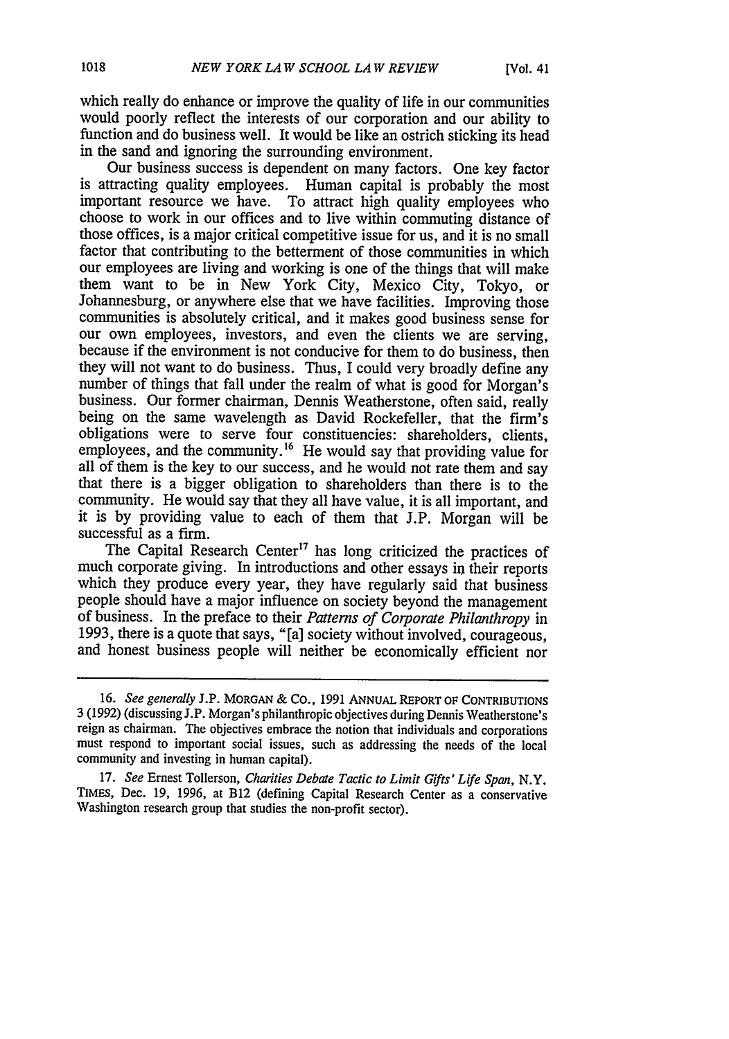which really do enhance or improve the quality of life in our communities would poorly reflect the interests of our corporation and our ability to function and do business well. It would be like an ostrich sticking its head in the sand and ignoring the surrounding environment.

Our business success is dependent on many factors. One key factor is attracting quality employees. Human capital is probably the most important resource we have. To attract high quality employees who choose to work in our offices and to live within commuting distance of those offices, is a major critical competitive issue for us, and it is no small factor that contributing to the betterment of those communities in which our employees are living and working is one of the things that will make them want to be in New York City, Mexico City, Tokyo, or Johannesburg, or anywhere else that we have facilities. Improving those communities is absolutely critical, and it makes good business sense for our own employees, investors, and even the clients we are serving, because if the environment is not conducive for them to do business, then they will not want to do business. Thus, I could very broadly define any number of things that fall under the realm of what is good for Morgan's business. Our former chairman, Dennis Weatherstone, often said, really being on the same wavelength as David Rockefeller, that the firm's obligations were to serve four constituencies: shareholders, clients, employees, and the community.[16] He would say that providing value for all of them is the key to our success, and he would not rate them and say that there is a bigger obligation to shareholders than there is to the community. He would say that they all have value, it is all important, and it is by providing value to each of them that J.P. Morgan will be successful as a firm.

The Capital Research Center[17] has long criticized the practices of much corporate giving. In introductions and other essays in their reports which they produce every year, they have regularly said that business people should have a major influence on society beyond the management of business. In the preface to their *Patterns of Corporate Philanthropy* in 1993, there is a quote that says, "[a] society without involved, courageous, and honest business people will neither be economically efficient nor

---

16. *See generally* J.P. MORGAN & CO., 1991 ANNUAL REPORT OF CONTRIBUTIONS 3 (1992) (discussing J.P. Morgan's philanthropic objectives during Dennis Weatherstone's reign as chairman. The objectives embrace the notion that individuals and corporations must respond to important social issues, such as addressing the needs of the local community and investing in human capital).

17. *See* Ernest Tollerson, *Charities Debate Tactic to Limit Gifts' Life Span*, N.Y. TIMES, Dec. 19, 1996, at B12 (defining Capital Research Center as a conservative Washington research group that studies the non-profit sector).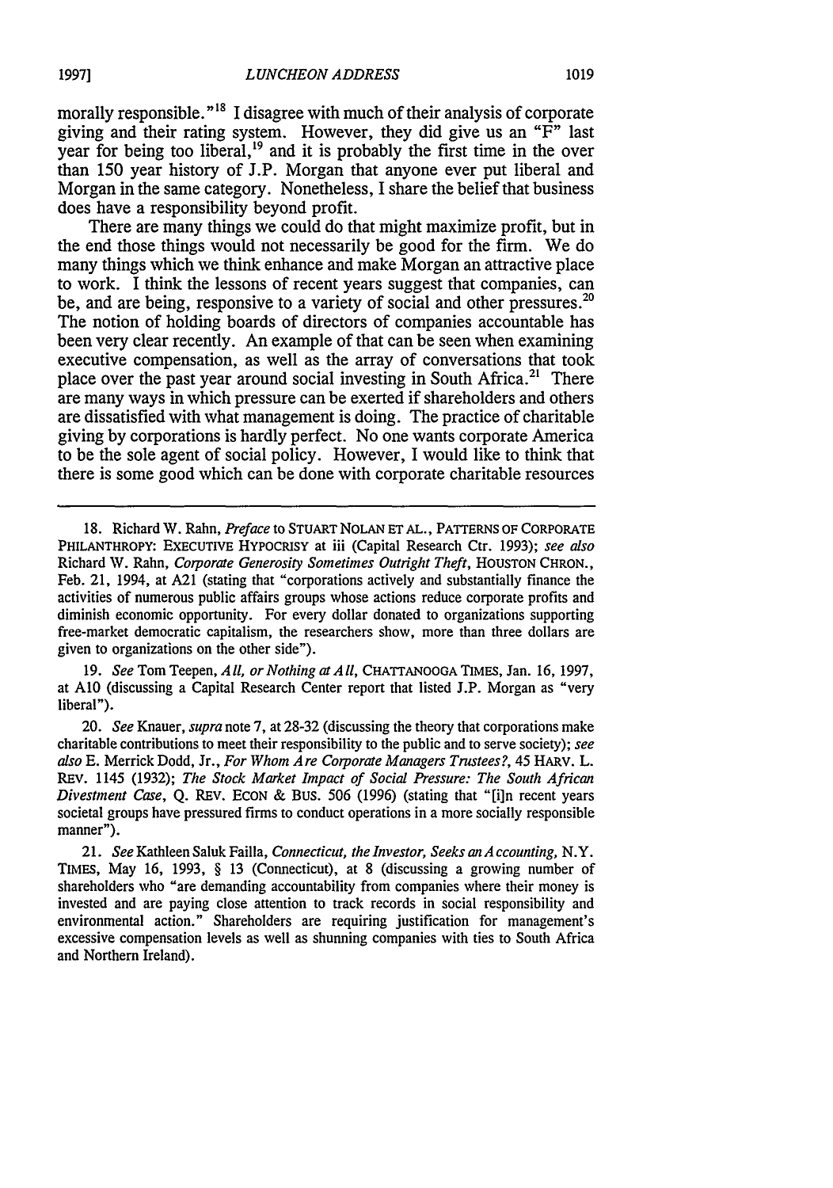morally responsible."[18] I disagree with much of their analysis of corporate giving and their rating system. However, they did give us an "F" last year for being too liberal,[19] and it is probably the first time in the over than 150 year history of J.P. Morgan that anyone ever put liberal and Morgan in the same category. Nonetheless, I share the belief that business does have a responsibility beyond profit.

There are many things we could do that might maximize profit, but in the end those things would not necessarily be good for the firm. We do many things which we think enhance and make Morgan an attractive place to work. I think the lessons of recent years suggest that companies, can be, and are being, responsive to a variety of social and other pressures.[20] The notion of holding boards of directors of companies accountable has been very clear recently. An example of that can be seen when examining executive compensation, as well as the array of conversations that took place over the past year around social investing in South Africa.[21] There are many ways in which pressure can be exerted if shareholders and others are dissatisfied with what management is doing. The practice of charitable giving by corporations is hardly perfect. No one wants corporate America to be the sole agent of social policy. However, I would like to think that there is some good which can be done with corporate charitable resources

---

18. Richard W. Rahn, *Preface* to STUART NOLAN ET AL., PATTERNS OF CORPORATE PHILANTHROPY: EXECUTIVE HYPOCRISY at iii (Capital Research Ctr. 1993); *see also* Richard W. Rahn, *Corporate Generosity Sometimes Outright Theft*, HOUSTON CHRON., Feb. 21, 1994, at A21 (stating that "corporations actively and substantially finance the activities of numerous public affairs groups whose actions reduce corporate profits and diminish economic opportunity. For every dollar donated to organizations supporting free-market democratic capitalism, the researchers show, more than three dollars are given to organizations on the other side").

19. *See* Tom Teepen, *All, or Nothing at All*, CHATTANOOGA TIMES, Jan. 16, 1997, at A10 (discussing a Capital Research Center report that listed J.P. Morgan as "very liberal").

20. *See* Knauer, *supra* note 7, at 28-32 (discussing the theory that corporations make charitable contributions to meet their responsibility to the public and to serve society); *see also* E. Merrick Dodd, Jr., *For Whom Are Corporate Managers Trustees?*, 45 HARV. L. REV. 1145 (1932); *The Stock Market Impact of Social Pressure: The South African Divestment Case*, Q. REV. ECON & BUS. 506 (1996) (stating that "[i]n recent years societal groups have pressured firms to conduct operations in a more socially responsible manner").

21. *See* Kathleen Saluk Failla, *Connecticut, the Investor, Seeks an Accounting*, N.Y. TIMES, May 16, 1993, § 13 (Connecticut), at 8 (discussing a growing number of shareholders who "are demanding accountability from companies where their money is invested and are paying close attention to track records in social responsibility and environmental action." Shareholders are requiring justification for management's excessive compensation levels as well as shunning companies with ties to South Africa and Northern Ireland).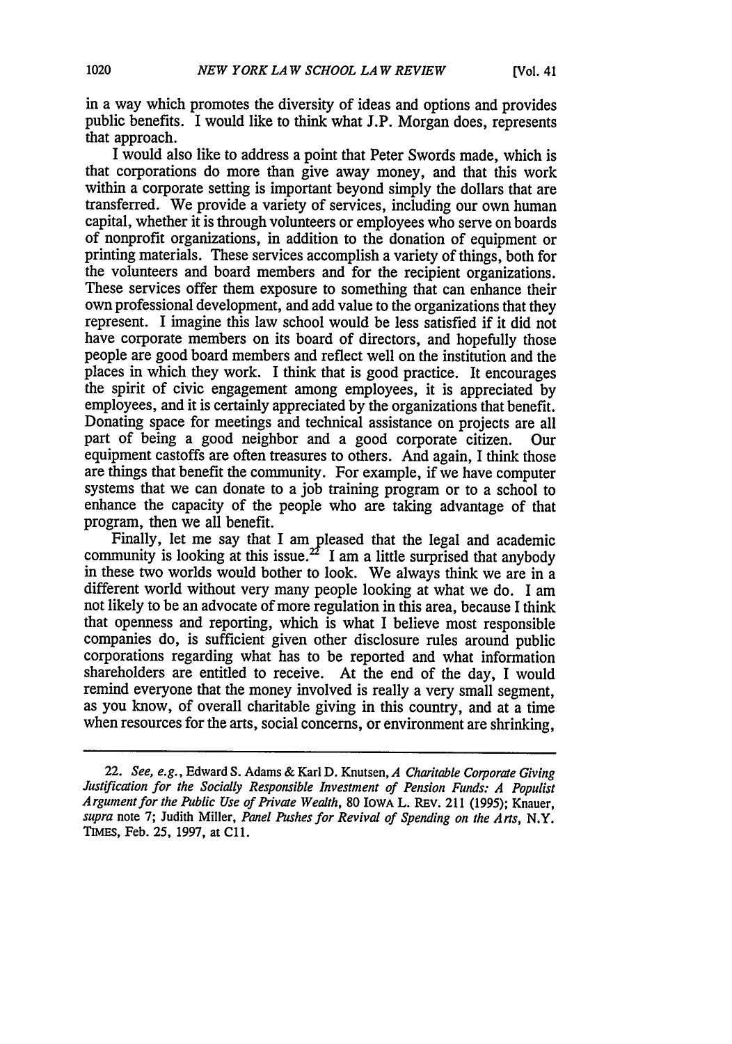in a way which promotes the diversity of ideas and options and provides public benefits. I would like to think what J.P. Morgan does, represents that approach.

I would also like to address a point that Peter Swords made, which is that corporations do more than give away money, and that this work within a corporate setting is important beyond simply the dollars that are transferred. We provide a variety of services, including our own human capital, whether it is through volunteers or employees who serve on boards of nonprofit organizations, in addition to the donation of equipment or printing materials. These services accomplish a variety of things, both for the volunteers and board members and for the recipient organizations. These services offer them exposure to something that can enhance their own professional development, and add value to the organizations that they represent. I imagine this law school would be less satisfied if it did not have corporate members on its board of directors, and hopefully those people are good board members and reflect well on the institution and the places in which they work. I think that is good practice. It encourages the spirit of civic engagement among employees, it is appreciated by employees, and it is certainly appreciated by the organizations that benefit. Donating space for meetings and technical assistance on projects are all part of being a good neighbor and a good corporate citizen. Our equipment castoffs are often treasures to others. And again, I think those are things that benefit the community. For example, if we have computer systems that we can donate to a job training program or to a school to enhance the capacity of the people who are taking advantage of that program, then we all benefit.

Finally, let me say that I am pleased that the legal and academic community is looking at this issue.[22] I am a little surprised that anybody in these two worlds would bother to look. We always think we are in a different world without very many people looking at what we do. I am not likely to be an advocate of more regulation in this area, because I think that openness and reporting, which is what I believe most responsible companies do, is sufficient given other disclosure rules around public corporations regarding what has to be reported and what information shareholders are entitled to receive. At the end of the day, I would remind everyone that the money involved is really a very small segment, as you know, of overall charitable giving in this country, and at a time when resources for the arts, social concerns, or environment are shrinking,

---

22. *See, e.g.*, Edward S. Adams & Karl D. Knutsen, *A Charitable Corporate Giving Justification for the Socially Responsible Investment of Pension Funds: A Populist Argument for the Public Use of Private Wealth*, 80 IOWA L. REV. 211 (1995); Knauer, *supra* note 7; Judith Miller, *Panel Pushes for Revival of Spending on the Arts*, N.Y. TIMES, Feb. 25, 1997, at C11.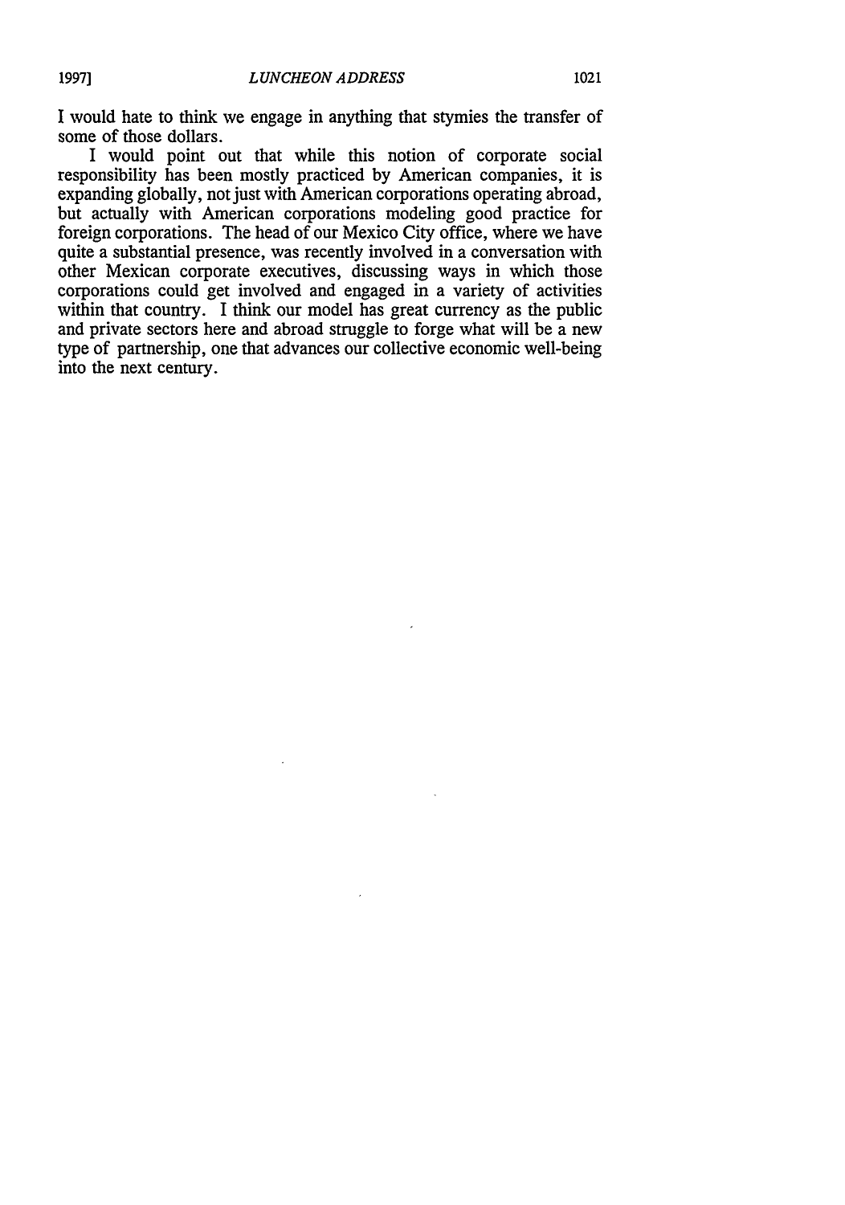I would hate to think we engage in anything that stymies the transfer of some of those dollars.

I would point out that while this notion of corporate social responsibility has been mostly practiced by American companies, it is expanding globally, not just with American corporations operating abroad, but actually with American corporations modeling good practice for foreign corporations. The head of our Mexico City office, where we have quite a substantial presence, was recently involved in a conversation with other Mexican corporate executives, discussing ways in which those corporations could get involved and engaged in a variety of activities within that country. I think our model has great currency as the public and private sectors here and abroad struggle to forge what will be a new type of partnership, one that advances our collective economic well-being into the next century.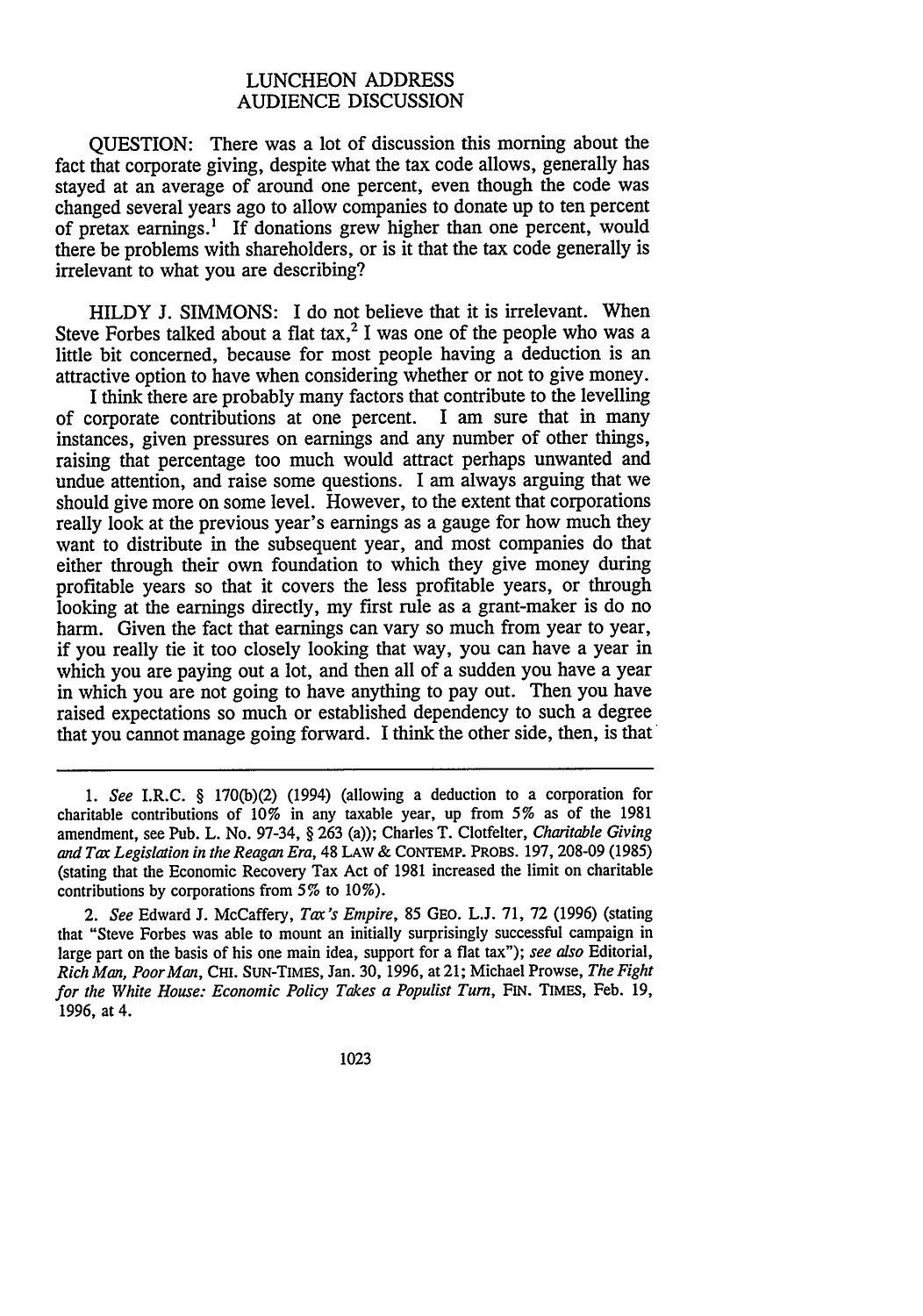# LUNCHEON ADDRESS
## AUDIENCE DISCUSSION

QUESTION: There was a lot of discussion this morning about the fact that corporate giving, despite what the tax code allows, generally has stayed at an average of around one percent, even though the code was changed several years ago to allow companies to donate up to ten percent of pretax earnings.[1] If donations grew higher than one percent, would there be problems with shareholders, or is it that the tax code generally is irrelevant to what you are describing?

HILDY J. SIMMONS: I do not believe that it is irrelevant. When Steve Forbes talked about a flat tax,[2] I was one of the people who was a little bit concerned, because for most people having a deduction is an attractive option to have when considering whether or not to give money.

I think there are probably many factors that contribute to the levelling of corporate contributions at one percent. I am sure that in many instances, given pressures on earnings and any number of other things, raising that percentage too much would attract perhaps unwanted and undue attention, and raise some questions. I am always arguing that we should give more on some level. However, to the extent that corporations really look at the previous year's earnings as a gauge for how much they want to distribute in the subsequent year, and most companies do that either through their own foundation to which they give money during profitable years so that it covers the less profitable years, or through looking at the earnings directly, my first rule as a grant-maker is do no harm. Given the fact that earnings can vary so much from year to year, if you really tie it too closely looking that way, you can have a year in which you are paying out a lot, and then all of a sudden you have a year in which you are not going to have anything to pay out. Then you have raised expectations so much or established dependency to such a degree that you cannot manage going forward. I think the other side, then, is that

---

1. *See* I.R.C. § 170(b)(2) (1994) (allowing a deduction to a corporation for charitable contributions of 10% in any taxable year, up from 5% as of the 1981 amendment, see Pub. L. No. 97-34, § 263 (a)); Charles T. Clotfelter, *Charitable Giving and Tax Legislation in the Reagan Era*, 48 LAW & CONTEMP. PROBS. 197, 208-09 (1985) (stating that the Economic Recovery Tax Act of 1981 increased the limit on charitable contributions by corporations from 5% to 10%).

2. *See* Edward J. McCaffery, *Tax's Empire*, 85 GEO. L.J. 71, 72 (1996) (stating that "Steve Forbes was able to mount an initially surprisingly successful campaign in large part on the basis of his one main idea, support for a flat tax"); *see also* Editorial, *Rich Man, Poor Man*, CHI. SUN-TIMES, Jan. 30, 1996, at 21; Michael Prowse, *The Fight for the White House: Economic Policy Takes a Populist Turn*, FIN. TIMES, Feb. 19, 1996, at 4.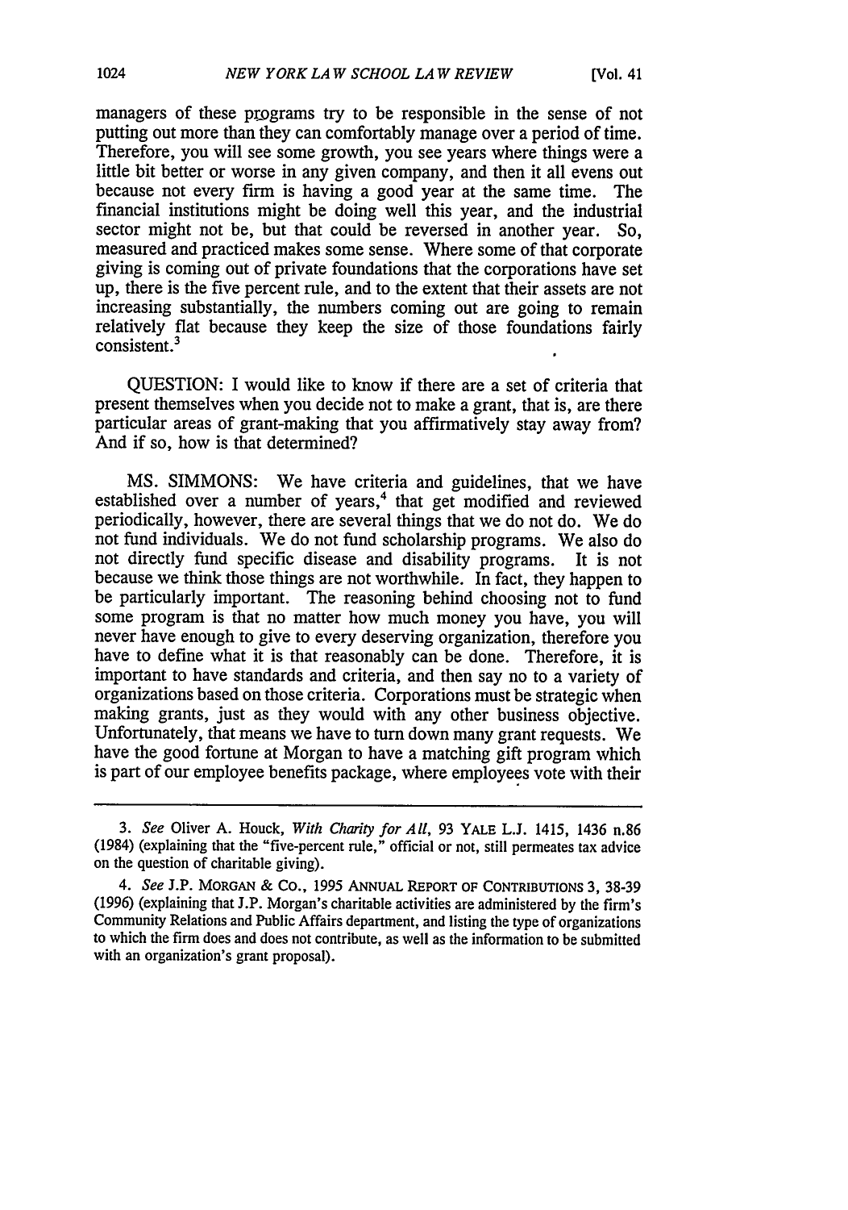managers of these programs try to be responsible in the sense of not putting out more than they can comfortably manage over a period of time. Therefore, you will see some growth, you see years where things were a little bit better or worse in any given company, and then it all evens out because not every firm is having a good year at the same time. The financial institutions might be doing well this year, and the industrial sector might not be, but that could be reversed in another year. So, measured and practiced makes some sense. Where some of that corporate giving is coming out of private foundations that the corporations have set up, there is the five percent rule, and to the extent that their assets are not increasing substantially, the numbers coming out are going to remain relatively flat because they keep the size of those foundations fairly consistent.[3]

QUESTION: I would like to know if there are a set of criteria that present themselves when you decide not to make a grant, that is, are there particular areas of grant-making that you affirmatively stay away from? And if so, how is that determined?

MS. SIMMONS: We have criteria and guidelines, that we have established over a number of years,[4] that get modified and reviewed periodically, however, there are several things that we do not do. We do not fund individuals. We do not fund scholarship programs. We also do not directly fund specific disease and disability programs. It is not because we think those things are not worthwhile. In fact, they happen to be particularly important. The reasoning behind choosing not to fund some program is that no matter how much money you have, you will never have enough to give to every deserving organization, therefore you have to define what it is that reasonably can be done. Therefore, it is important to have standards and criteria, and then say no to a variety of organizations based on those criteria. Corporations must be strategic when making grants, just as they would with any other business objective. Unfortunately, that means we have to turn down many grant requests. We have the good fortune at Morgan to have a matching gift program which is part of our employee benefits package, where employees vote with their

---

3. *See* Oliver A. Houck, *With Charity for All*, 93 YALE L.J. 1415, 1436 n.86 (1984) (explaining that the "five-percent rule," official or not, still permeates tax advice on the question of charitable giving).

4. *See* J.P. MORGAN & CO., 1995 ANNUAL REPORT OF CONTRIBUTIONS 3, 38-39 (1996) (explaining that J.P. Morgan's charitable activities are administered by the firm's Community Relations and Public Affairs department, and listing the type of organizations to which the firm does and does not contribute, as well as the information to be submitted with an organization's grant proposal).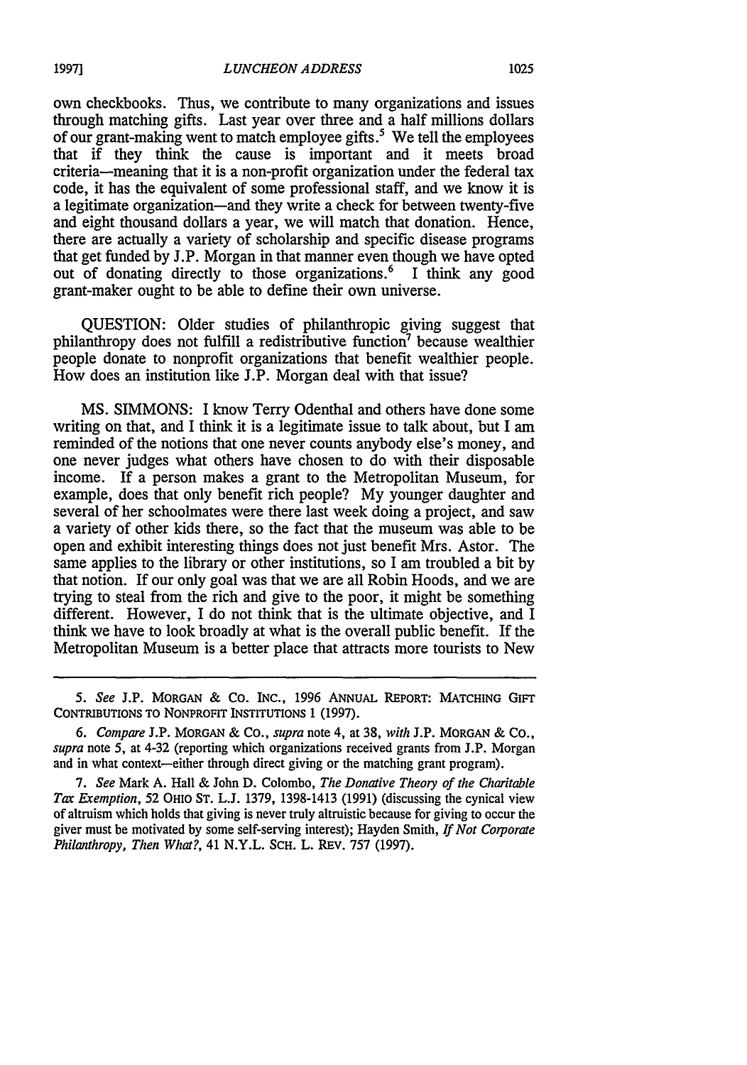own checkbooks. Thus, we contribute to many organizations and issues through matching gifts. Last year over three and a half millions dollars of our grant-making went to match employee gifts.[5] We tell the employees that if they think the cause is important and it meets broad criteria—meaning that it is a non-profit organization under the federal tax code, it has the equivalent of some professional staff, and we know it is a legitimate organization—and they write a check for between twenty-five and eight thousand dollars a year, we will match that donation. Hence, there are actually a variety of scholarship and specific disease programs that get funded by J.P. Morgan in that manner even though we have opted out of donating directly to those organizations.[6] I think any good grant-maker ought to be able to define their own universe.

QUESTION: Older studies of philanthropic giving suggest that philanthropy does not fulfill a redistributive function[7] because wealthier people donate to nonprofit organizations that benefit wealthier people. How does an institution like J.P. Morgan deal with that issue?

MS. SIMMONS: I know Terry Odenthal and others have done some writing on that, and I think it is a legitimate issue to talk about, but I am reminded of the notions that one never counts anybody else's money, and one never judges what others have chosen to do with their disposable income. If a person makes a grant to the Metropolitan Museum, for example, does that only benefit rich people? My younger daughter and several of her schoolmates were there last week doing a project, and saw a variety of other kids there, so the fact that the museum was able to be open and exhibit interesting things does not just benefit Mrs. Astor. The same applies to the library or other institutions, so I am troubled a bit by that notion. If our only goal was that we are all Robin Hoods, and we are trying to steal from the rich and give to the poor, it might be something different. However, I do not think that is the ultimate objective, and I think we have to look broadly at what is the overall public benefit. If the Metropolitan Museum is a better place that attracts more tourists to New

---

5. *See* J.P. MORGAN & CO. INC., 1996 ANNUAL REPORT: MATCHING GIFT CONTRIBUTIONS TO NONPROFIT INSTITUTIONS 1 (1997).

6. *Compare* J.P. MORGAN & CO., *supra* note 4, at 38, *with* J.P. MORGAN & CO., *supra* note 5, at 4-32 (reporting which organizations received grants from J.P. Morgan and in what context—either through direct giving or the matching grant program).

7. *See* Mark A. Hall & John D. Colombo, *The Donative Theory of the Charitable Tax Exemption*, 52 OHIO ST. L.J. 1379, 1398-1413 (1991) (discussing the cynical view of altruism which holds that giving is never truly altruistic because for giving to occur the giver must be motivated by some self-serving interest); Hayden Smith, *If Not Corporate Philanthropy, Then What?*, 41 N.Y.L. SCH. L. REV. 757 (1997).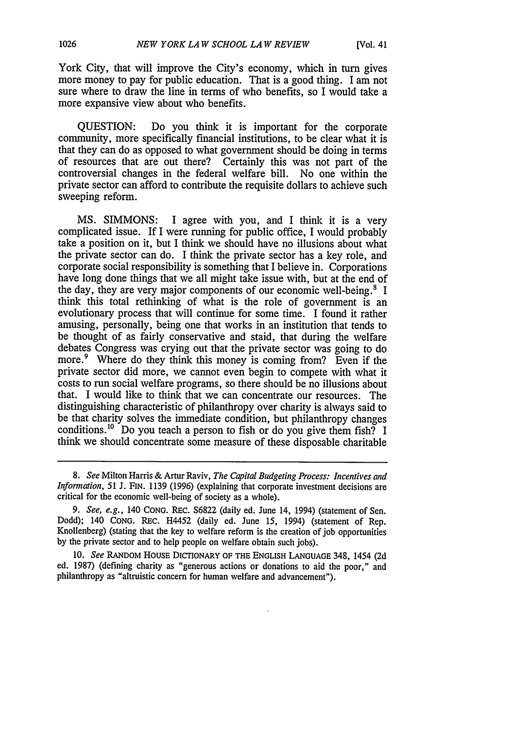York City, that will improve the City's economy, which in turn gives more money to pay for public education. That is a good thing. I am not sure where to draw the line in terms of who benefits, so I would take a more expansive view about who benefits.

QUESTION: Do you think it is important for the corporate community, more specifically financial institutions, to be clear what it is that they can do as opposed to what government should be doing in terms of resources that are out there? Certainly this was not part of the controversial changes in the federal welfare bill. No one within the private sector can afford to contribute the requisite dollars to achieve such sweeping reform.

MS. SIMMONS: I agree with you, and I think it is a very complicated issue. If I were running for public office, I would probably take a position on it, but I think we should have no illusions about what the private sector can do. I think the private sector has a key role, and corporate social responsibility is something that I believe in. Corporations have long done things that we all might take issue with, but at the end of the day, they are very major components of our economic well-being.[8] I think this total rethinking of what is the role of government is an evolutionary process that will continue for some time. I found it rather amusing, personally, being one that works in an institution that tends to be thought of as fairly conservative and staid, that during the welfare debates Congress was crying out that the private sector was going to do more.[9] Where do they think this money is coming from? Even if the private sector did more, we cannot even begin to compete with what it costs to run social welfare programs, so there should be no illusions about that. I would like to think that we can concentrate our resources. The distinguishing characteristic of philanthropy over charity is always said to be that charity solves the immediate condition, but philanthropy changes conditions.[10] Do you teach a person to fish or do you give them fish? I think we should concentrate some measure of these disposable charitable

---

8. *See* Milton Harris & Artur Raviv, *The Capital Budgeting Process: Incentives and Information*, 51 J. FIN. 1139 (1996) (explaining that corporate investment decisions are critical for the economic well-being of society as a whole).

9. *See, e.g.*, 140 CONG. REC. S6822 (daily ed. June 14, 1994) (statement of Sen. Dodd); 140 CONG. REC. H4452 (daily ed. June 15, 1994) (statement of Rep. Knollenberg) (stating that the key to welfare reform is the creation of job opportunities by the private sector and to help people on welfare obtain such jobs).

10. *See* RANDOM HOUSE DICTIONARY OF THE ENGLISH LANGUAGE 348, 1454 (2d ed. 1987) (defining charity as "generous actions or donations to aid the poor," and philanthropy as "altruistic concern for human welfare and advancement").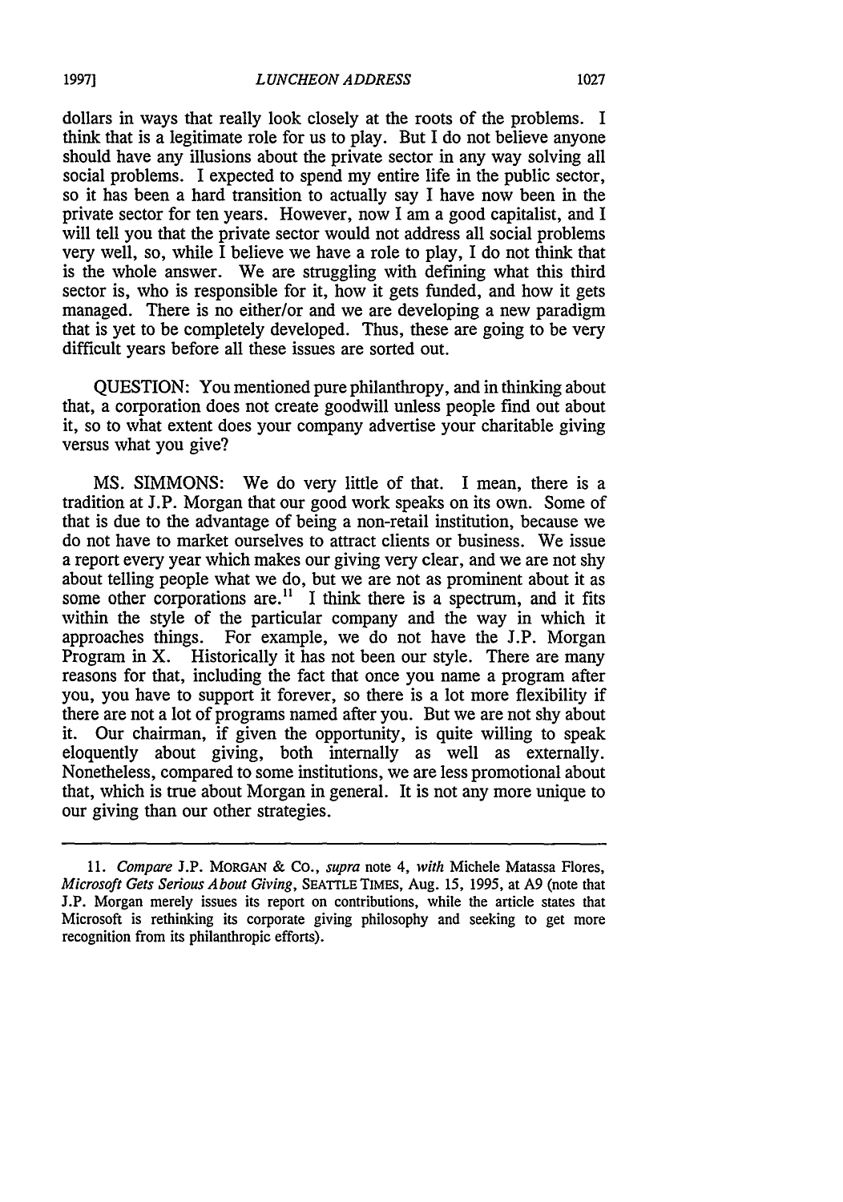dollars in ways that really look closely at the roots of the problems. I think that is a legitimate role for us to play. But I do not believe anyone should have any illusions about the private sector in any way solving all social problems. I expected to spend my entire life in the public sector, so it has been a hard transition to actually say I have now been in the private sector for ten years. However, now I am a good capitalist, and I will tell you that the private sector would not address all social problems very well, so, while I believe we have a role to play, I do not think that is the whole answer. We are struggling with defining what this third sector is, who is responsible for it, how it gets funded, and how it gets managed. There is no either/or and we are developing a new paradigm that is yet to be completely developed. Thus, these are going to be very difficult years before all these issues are sorted out.

QUESTION: You mentioned pure philanthropy, and in thinking about that, a corporation does not create goodwill unless people find out about it, so to what extent does your company advertise your charitable giving versus what you give?

MS. SIMMONS: We do very little of that. I mean, there is a tradition at J.P. Morgan that our good work speaks on its own. Some of that is due to the advantage of being a non-retail institution, because we do not have to market ourselves to attract clients or business. We issue a report every year which makes our giving very clear, and we are not shy about telling people what we do, but we are not as prominent about it as some other corporations are.[11] I think there is a spectrum, and it fits within the style of the particular company and the way in which it approaches things. For example, we do not have the J.P. Morgan Program in X. Historically it has not been our style. There are many reasons for that, including the fact that once you name a program after you, you have to support it forever, so there is a lot more flexibility if there are not a lot of programs named after you. But we are not shy about it. Our chairman, if given the opportunity, is quite willing to speak eloquently about giving, both internally as well as externally. Nonetheless, compared to some institutions, we are less promotional about that, which is true about Morgan in general. It is not any more unique to our giving than our other strategies.

---

11. *Compare* J.P. MORGAN & CO., *supra* note 4, *with* Michele Matassa Flores, *Microsoft Gets Serious About Giving*, SEATTLE TIMES, Aug. 15, 1995, at A9 (note that J.P. Morgan merely issues its report on contributions, while the article states that Microsoft is rethinking its corporate giving philosophy and seeking to get more recognition from its philanthropic efforts).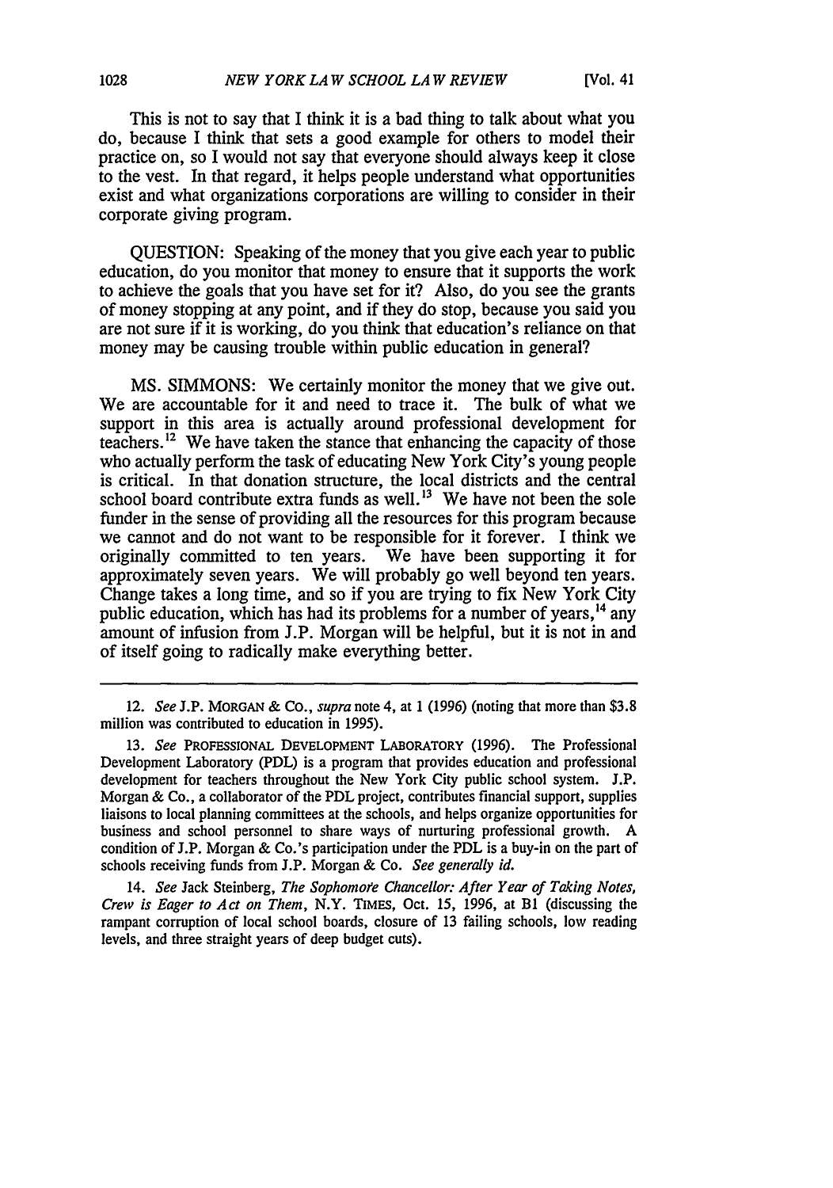This is not to say that I think it is a bad thing to talk about what you do, because I think that sets a good example for others to model their practice on, so I would not say that everyone should always keep it close to the vest. In that regard, it helps people understand what opportunities exist and what organizations corporations are willing to consider in their corporate giving program.

QUESTION: Speaking of the money that you give each year to public education, do you monitor that money to ensure that it supports the work to achieve the goals that you have set for it? Also, do you see the grants of money stopping at any point, and if they do stop, because you said you are not sure if it is working, do you think that education's reliance on that money may be causing trouble within public education in general?

MS. SIMMONS: We certainly monitor the money that we give out. We are accountable for it and need to trace it. The bulk of what we support in this area is actually around professional development for teachers.[12] We have taken the stance that enhancing the capacity of those who actually perform the task of educating New York City's young people is critical. In that donation structure, the local districts and the central school board contribute extra funds as well.[13] We have not been the sole funder in the sense of providing all the resources for this program because we cannot and do not want to be responsible for it forever. I think we originally committed to ten years. We have been supporting it for approximately seven years. We will probably go well beyond ten years. Change takes a long time, and so if you are trying to fix New York City public education, which has had its problems for a number of years,[14] any amount of infusion from J.P. Morgan will be helpful, but it is not in and of itself going to radically make everything better.

---

12. *See* J.P. MORGAN & CO., *supra* note 4, at 1 (1996) (noting that more than $3.8 million was contributed to education in 1995).

13. *See* PROFESSIONAL DEVELOPMENT LABORATORY (1996). The Professional Development Laboratory (PDL) is a program that provides education and professional development for teachers throughout the New York City public school system. J.P. Morgan & Co., a collaborator of the PDL project, contributes financial support, supplies liaisons to local planning committees at the schools, and helps organize opportunities for business and school personnel to share ways of nurturing professional growth. A condition of J.P. Morgan & Co.'s participation under the PDL is a buy-in on the part of schools receiving funds from J.P. Morgan & Co. *See generally id.*

14. *See* Jack Steinberg, *The Sophomore Chancellor: After Year of Taking Notes, Crew is Eager to Act on Them*, N.Y. TIMES, Oct. 15, 1996, at B1 (discussing the rampant corruption of local school boards, closure of 13 failing schools, low reading levels, and three straight years of deep budget cuts).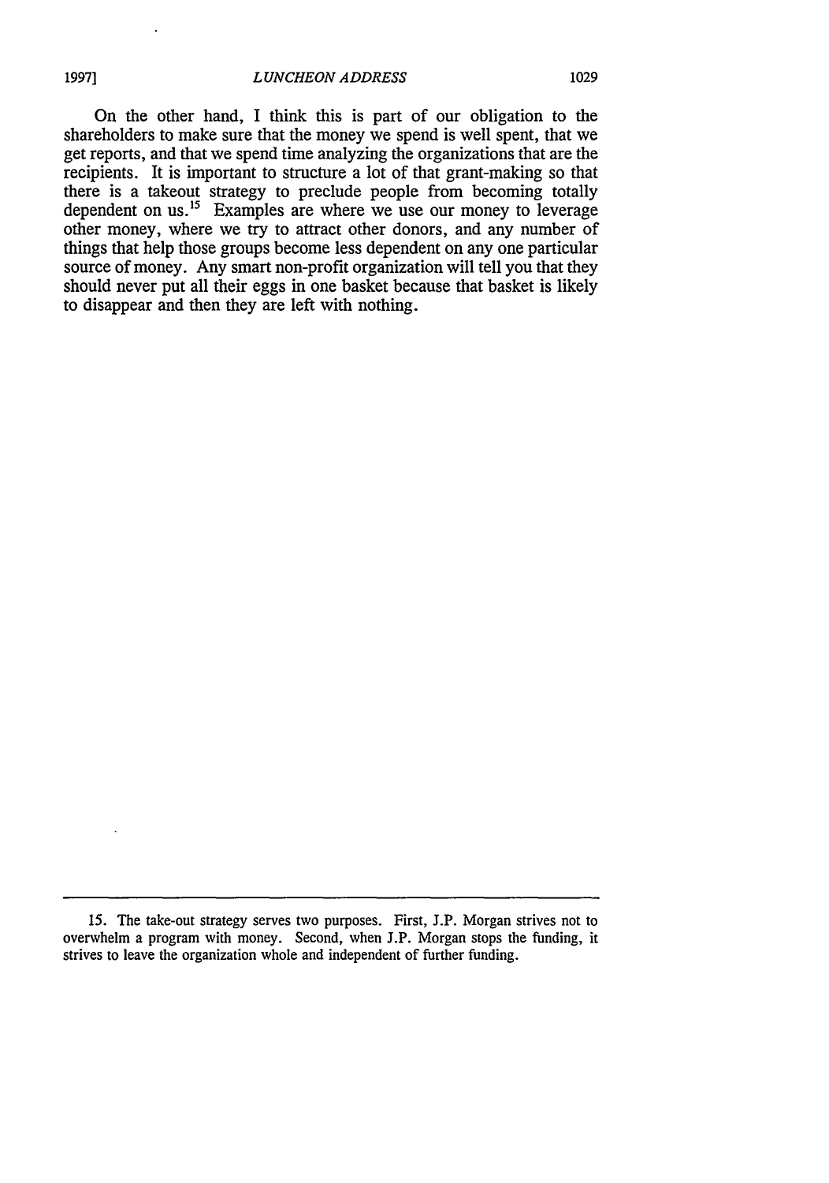On the other hand, I think this is part of our obligation to the shareholders to make sure that the money we spend is well spent, that we get reports, and that we spend time analyzing the organizations that are the recipients. It is important to structure a lot of that grant-making so that there is a takeout strategy to preclude people from becoming totally dependent on us.[15] Examples are where we use our money to leverage other money, where we try to attract other donors, and any number of things that help those groups become less dependent on any one particular source of money. Any smart non-profit organization will tell you that they should never put all their eggs in one basket because that basket is likely to disappear and then they are left with nothing.

---

15. The take-out strategy serves two purposes. First, J.P. Morgan strives not to overwhelm a program with money. Second, when J.P. Morgan stops the funding, it strives to leave the organization whole and independent of further funding.